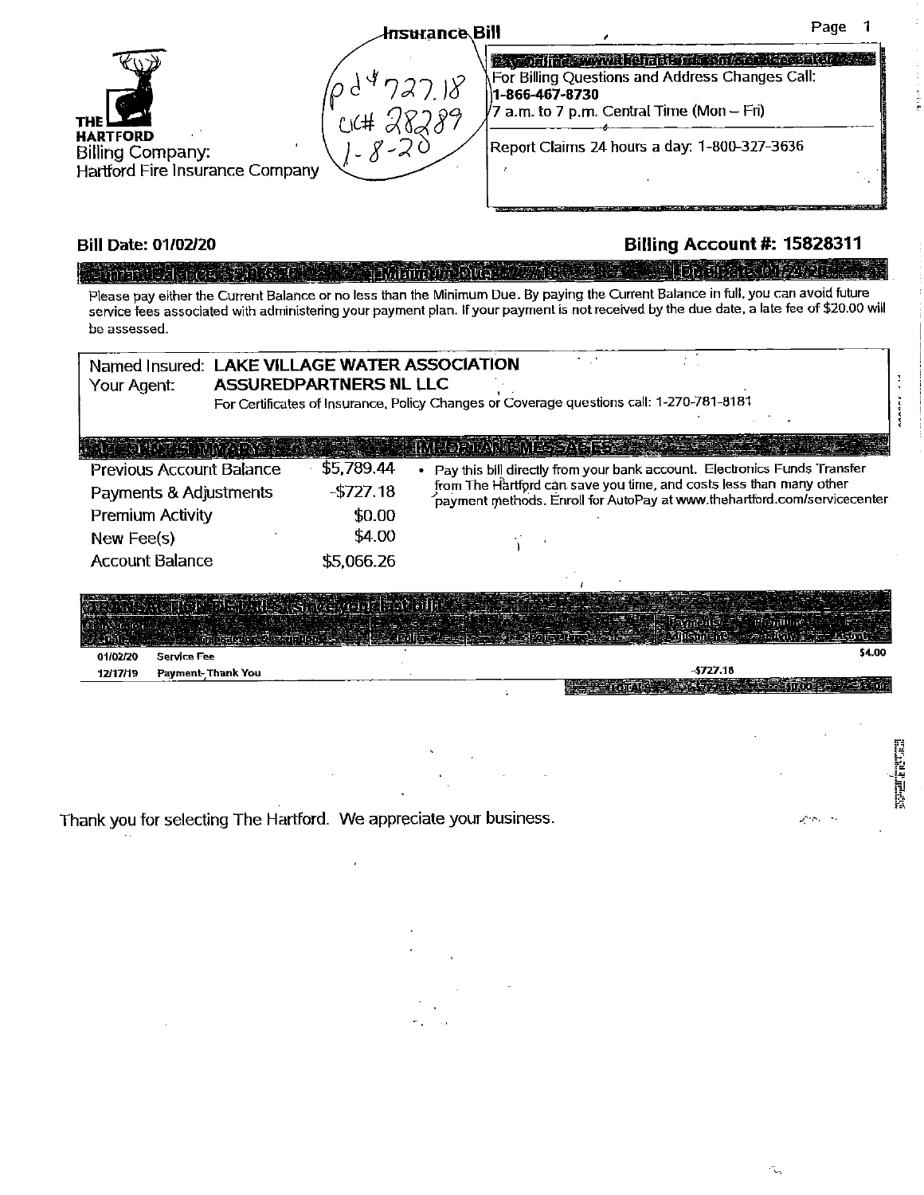# Insurance Bill

THE HARTFORD
Billing Company:
Hartford Fire Insurance Company

pd $727.18
CK# 28289
1-8-20

Pay Online: www.thehartford.com/servicecenter
For Billing Questions and Address Changes Call:
**1-866-467-8730**
7 a.m. to 7 p.m. Central Time (Mon – Fri)

Report Claims 24 hours a day: 1-800-327-3636

**Bill Date: 01/02/20** **Billing Account #: 15828311**

**Current Balance: $5,066.26 Minimum Due: $727.18 Due Date: 01/24/20**

Please pay either the Current Balance or no less than the Minimum Due. By paying the Current Balance in full, you can avoid future service fees associated with administering your payment plan. If your payment is not received by the due date, a late fee of $20.00 will be assessed.

Named Insured: **LAKE VILLAGE WATER ASSOCIATION**
Your Agent: **ASSUREDPARTNERS NL LLC**
For Certificates of Insurance, Policy Changes or Coverage questions call: 1-270-781-8181

## ACCOUNT SUMMARY

| | |
|---|---|
| Previous Account Balance | $5,789.44 |
| Payments & Adjustments | -$727.18 |
| Premium Activity | $0.00 |
| New Fee(s) | $4.00 |
| Account Balance | $5,066.26 |

## IMPORTANT MESSAGES

- Pay this bill directly from your bank account. Electronics Funds Transfer from The Hartford can save you time, and costs less than many other payment methods. Enroll for AutoPay at www.thehartford.com/servicecenter

## TRANSACTION DETAILS (since your last bill)

| Transaction Date | Transaction Description | Policy | Policy Type | Payments & Adjustments | Premium Activity | Fees |
|---|---|---|---|---|---|---|
| 01/02/20 | Service Fee | | | | | $4.00 |
| 12/17/19 | Payment- Thank You | | | -$727.18 | | |
| | | | TOTALS | -$727.18 | $0.00 | $4.00 |

Thank you for selecting The Hartford. We appreciate your business.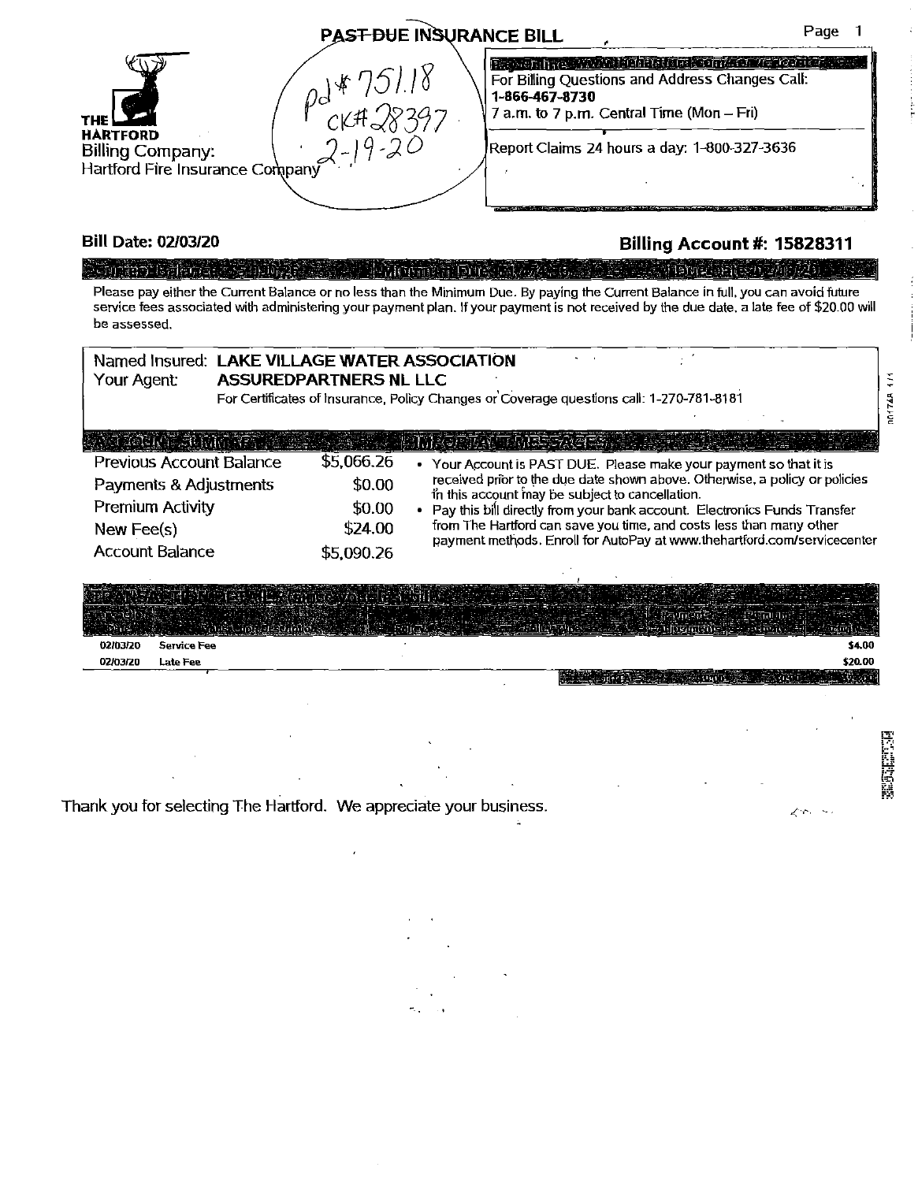# PAST DUE INSURANCE BILL

**THE HARTFORD**

Billing Company:
Hartford Fire Insurance Company

pd # 751.18
CK# 28397
2-19-20

Pay online: www.thehartford.com/servicecenter

For Billing Questions and Address Changes Call:
**1-866-467-8730**
7 a.m. to 7 p.m. Central Time (Mon – Fri)

Report Claims 24 hours a day: 1-800-327-3636

**Bill Date: 02/03/20**

**Billing Account #: 15828311**

Current Balance: $5,090.26 Minimum Due: $1,774.56 Due Date: 02/19/20

Please pay either the Current Balance or no less than the Minimum Due. By paying the Current Balance in full, you can avoid future service fees associated with administering your payment plan. If your payment is not received by the due date, a late fee of $20.00 will be assessed.

Named Insured: **LAKE VILLAGE WATER ASSOCIATION**
Your Agent: **ASSUREDPARTNERS NL LLC**
For Certificates of Insurance, Policy Changes or Coverage questions call: 1-270-781-8181

**ACCOUNT SUMMARY**

| | |
|---|---|
| Previous Account Balance | $5,066.26 |
| Payments & Adjustments | $0.00 |
| Premium Activity | $0.00 |
| New Fee(s) | $24.00 |
| Account Balance | $5,090.26 |

**IMPORTANT MESSAGES**

- Your Account is PAST DUE. Please make your payment so that it is received prior to the due date shown above. Otherwise, a policy or policies in this account may be subject to cancellation.
- Pay this bill directly from your bank account. Electronics Funds Transfer from The Hartford can save you time, and costs less than many other payment methods. Enroll for AutoPay at www.thehartford.com/servicecenter

**TRANSACTION DETAIL** (since your last bill)

| Transaction Date | Description | | Payments & Adjustments | Premium Amount | Fees |
|---|---|---|---|---|---|
| 02/03/20 | Service Fee | | | | $4.00 |
| 02/03/20 | Late Fee | | | | $20.00 |
| | | | | Totals | $24.00 |

Thank you for selecting The Hartford. We appreciate your business.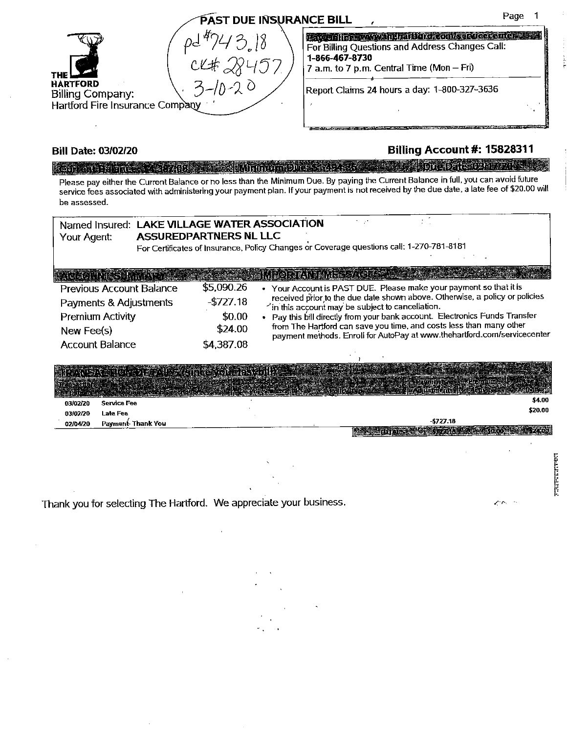# PAST DUE INSURANCE BILL

pd #743.18
CK# 28457
3-10-20

THE HARTFORD
Billing Company:
Hartford Fire Insurance Company

Pay online: www.thehartford.com/servicecenter
For Billing Questions and Address Changes Call:
**1-866-467-8730**
7 a.m. to 7 p.m. Central Time (Mon – Fri)

Report Claims 24 hours a day: 1-800-327-3636

**Bill Date: 03/02/20** **Billing Account #: 15828311**

**Current Balance: $4,387.08** **Minimum Due: $1,494.36** **Due Date: 03/17/20**

Please pay either the Current Balance or no less than the Minimum Due. By paying the Current Balance in full, you can avoid future service fees associated with administering your payment plan. If your payment is not received by the due date, a late fee of $20.00 will be assessed.

Named Insured: **LAKE VILLAGE WATER ASSOCIATION**
Your Agent: **ASSUREDPARTNERS NL LLC**
For Certificates of Insurance, Policy Changes or Coverage questions call: 1-270-781-8181

**ACCOUNT SUMMARY**

| | |
|---|---|
| Previous Account Balance | $5,090.26 |
| Payments & Adjustments | -$727.18 |
| Premium Activity | $0.00 |
| New Fee(s) | $24.00 |
| Account Balance | $4,387.08 |

**IMPORTANT MESSAGES**

- Your Account is PAST DUE. Please make your payment so that it is received prior to the due date shown above. Otherwise, a policy or policies in this account may be subject to cancellation.
- Pay this bill directly from your bank account. Electronics Funds Transfer from The Hartford can save you time, and costs less than many other payment methods. Enroll for AutoPay at www.thehartford.com/servicecenter

**TRANSACTION DETAILS (since your last bill)**

| Date | Description | Payments & Adjustments | Premium Activity | Fees & Activity |
|---|---|---|---|---|
| 03/02/20 | Service Fee | | | $4.00 |
| 03/02/20 | Late Fee | | | $20.00 |
| 02/04/20 | Payment- Thank You | -$727.18 | | |
| | Totals | -$727.18 | $0.00 | $24.00 |

Thank you for selecting The Hartford. We appreciate your business.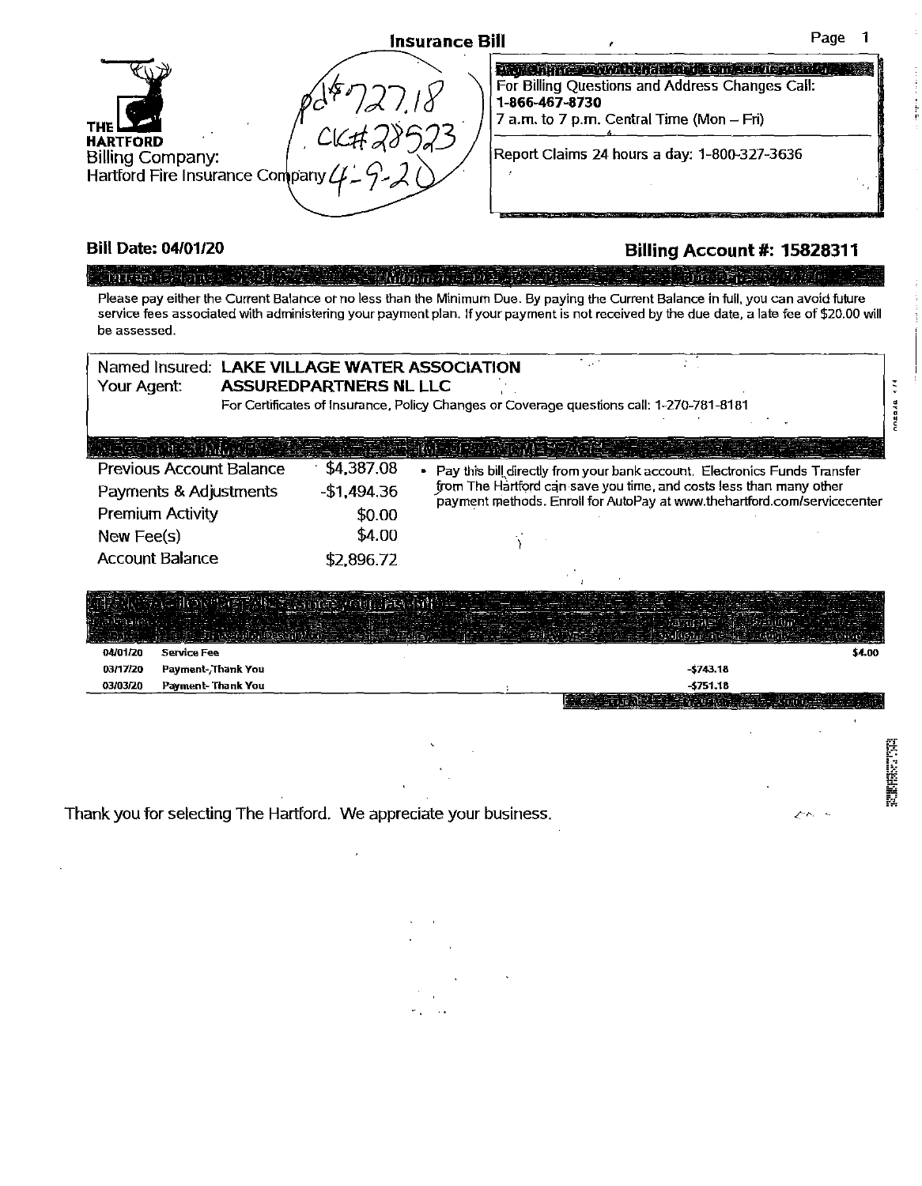# Insurance Bill

**THE HARTFORD**

Billing Company:
Hartford Fire Insurance Company

pd $727.18
CK# 28523
4-9-20

Pay Online: www.thehartford.com/servicecenter
For Billing Questions and Address Changes Call:
**1-866-467-8730**
7 a.m. to 7 p.m. Central Time (Mon – Fri)

Report Claims 24 hours a day: 1-800-327-3636

**Bill Date: 04/01/20**

**Billing Account #: 15828311**

Current Balance: $2,896.72 Minimum Due: $727.18 Due Date: 04/20/20

Please pay either the Current Balance or no less than the Minimum Due. By paying the Current Balance in full, you can avoid future service fees associated with administering your payment plan. If your payment is not received by the due date, a late fee of $20.00 will be assessed.

Named Insured: **LAKE VILLAGE WATER ASSOCIATION**
Your Agent: **ASSUREDPARTNERS NL LLC**
For Certificates of Insurance, Policy Changes or Coverage questions call: 1-270-781-8181

## ACCOUNT SUMMARY

| | |
|---|---|
| Previous Account Balance | $4,387.08 |
| Payments & Adjustments | -$1,494.36 |
| Premium Activity | $0.00 |
| New Fee(s) | $4.00 |
| Account Balance | $2,896.72 |

## IMPORTANT MESSAGES

- Pay this bill directly from your bank account. Electronics Funds Transfer from The Hartford can save you time, and costs less than many other payment methods. Enroll for AutoPay at www.thehartford.com/servicecenter

## TRANSACTION DETAIL since your last bill

| Date | Transaction Description | Policy | Payments & Adjustments | Premium Activity | Amount |
|---|---|---|---|---|---|
| 04/01/20 | Service Fee | | | | $4.00 |
| 03/17/20 | Payment- Thank You | | -$743.18 | | |
| 03/03/20 | Payment- Thank You | | -$751.18 | | |

Thank you for selecting The Hartford. We appreciate your business.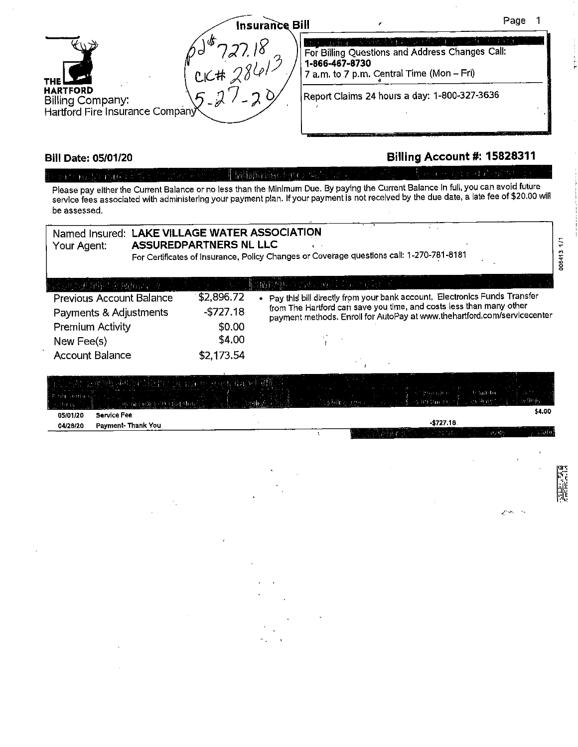**Insurance Bill**

THE HARTFORD
Billing Company:
Hartford Fire Insurance Company

pd $727.18
Ck# 28613
5-27-20

For Billing Questions and Address Changes Call:
**1-866-467-8730**
7 a.m. to 7 p.m. Central Time (Mon – Fri)

Report Claims 24 hours a day: 1-800-327-3636

**Bill Date: 05/01/20**

**Billing Account #: 15828311**

Please pay either the Current Balance or no less than the Minimum Due. By paying the Current Balance in full, you can avoid future service fees associated with administering your payment plan. If your payment is not received by the due date, a late fee of $20.00 will be assessed.

Named Insured: **LAKE VILLAGE WATER ASSOCIATION**
Your Agent: **ASSUREDPARTNERS NL LLC**
For Certificates of Insurance, Policy Changes or Coverage questions call: 1-270-781-8181

| | |
|---|---|
| Previous Account Balance | $2,896.72 |
| Payments & Adjustments | -$727.18 |
| Premium Activity | $0.00 |
| New Fee(s) | $4.00 |
| Account Balance | $2,173.54 |

- Pay this bill directly from your bank account. Electronics Funds Transfer from The Hartford can save you time, and costs less than many other payment methods. Enroll for AutoPay at www.thehartford.com/servicecenter

| | | | |
|---|---|---|---|
| 05/01/20 | Service Fee | | $4.00 |
| 04/28/20 | Payment- Thank You | -$727.18 | |

006413 1/1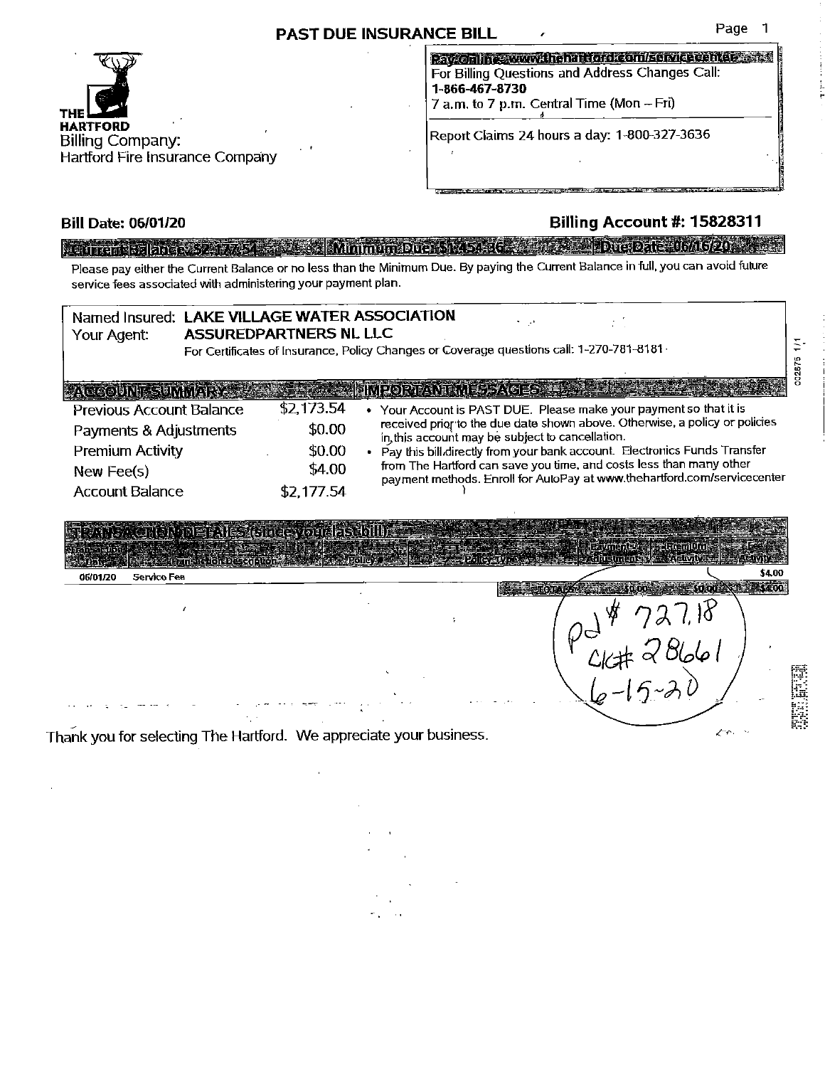# PAST DUE INSURANCE BILL

THE HARTFORD
Billing Company:
Hartford Fire Insurance Company

Pay Online: www.thehartford.com/servicecenter
For Billing Questions and Address Changes Call:
**1-866-467-8730**
7 a.m. to 7 p.m. Central Time (Mon – Fri)

Report Claims 24 hours a day: 1-800-327-3636

**Bill Date: 06/01/20** **Billing Account #: 15828311**

**Current Balance: $2,177.54** **Minimum Due: $1,454.36** **Due Date: 06/16/20**

Please pay either the Current Balance or no less than the Minimum Due. By paying the Current Balance in full, you can avoid future service fees associated with administering your payment plan.

Named Insured: **LAKE VILLAGE WATER ASSOCIATION**
Your Agent: **ASSUREDPARTNERS NL LLC**
For Certificates of Insurance, Policy Changes or Coverage questions call: 1-270-781-8181

## ACCOUNT SUMMARY

| | |
|---|---|
| Previous Account Balance | $2,173.54 |
| Payments & Adjustments | $0.00 |
| Premium Activity | $0.00 |
| New Fee(s) | $4.00 |
| Account Balance | $2,177.54 |

## IMPORTANT MESSAGES

- Your Account is PAST DUE. Please make your payment so that it is received prior to the due date shown above. Otherwise, a policy or policies in this account may be subject to cancellation.
- Pay this bill directly from your bank account. Electronics Funds Transfer from The Hartford can save you time, and costs less than many other payment methods. Enroll for AutoPay at www.thehartford.com/servicecenter

## TRANSACTION DETAILS (since your last bill)

| Transaction Date | Transaction Description | Policy # | Policy Type | Payments & Adjustments | Premium Activity | Fee Activity |
|---|---|---|---|---|---|---|
| 06/01/20 | Service Fee | | | | | $4.00 |
| | | | Totals: | $0.00 | $0.00 | $4.00 |

pd $727.18
CK# 28661
6-15-20

Thank you for selecting The Hartford. We appreciate your business.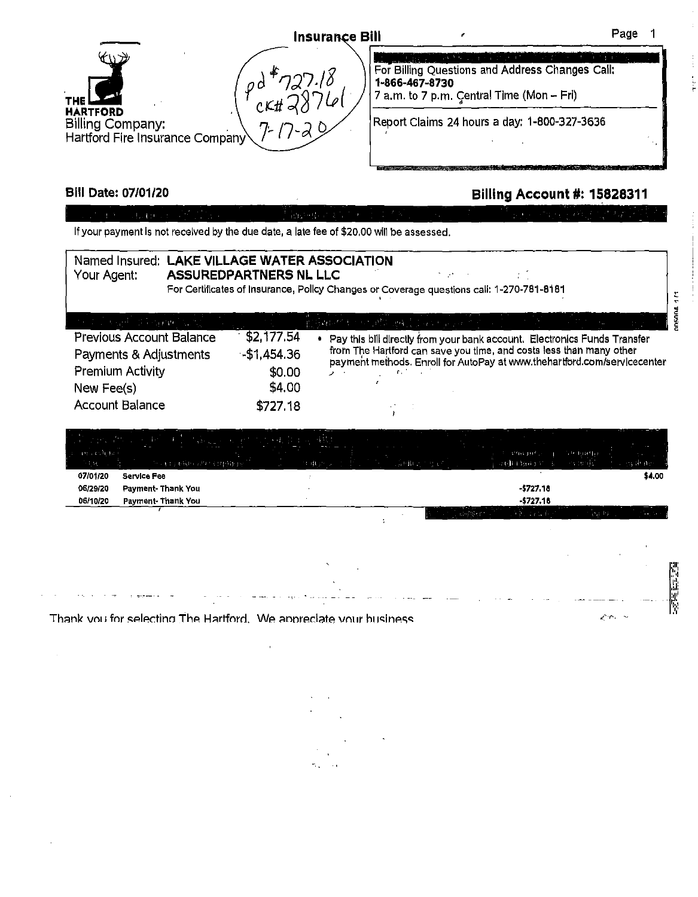# Insurance Bill

**THE HARTFORD**

Billing Company:
Hartford Fire Insurance Company

pd $727.18
ck# 28761
7-17-20

For Billing Questions and Address Changes Call:
**1-866-467-8730**
7 a.m. to 7 p.m. Central Time (Mon – Fri)

Report Claims 24 hours a day: 1-800-327-3636

**Bill Date: 07/01/20**

**Billing Account #: 15828311**

If your payment is not received by the due date, a late fee of $20.00 will be assessed.

Named Insured: **LAKE VILLAGE WATER ASSOCIATION**
Your Agent: **ASSUREDPARTNERS NL LLC**
For Certificates of Insurance, Policy Changes or Coverage questions call: 1-270-781-8181

| | |
|---|---|
| Previous Account Balance | $2,177.54 |
| Payments & Adjustments | -$1,454.36 |
| Premium Activity | $0.00 |
| New Fee(s) | $4.00 |
| Account Balance | $727.18 |

- Pay this bill directly from your bank account. Electronics Funds Transfer from The Hartford can save you time, and costs less than many other payment methods. Enroll for AutoPay at www.thehartford.com/servicecenter

| | | | | | |
|---|---|---|---|---|---|
| 07/01/20 | Service Fee | | | | $4.00 |
| 06/29/20 | Payment- Thank You | | | -$727.18 | |
| 06/10/20 | Payment- Thank You | | | -$727.18 | |

Thank you for selecting The Hartford. We appreciate your business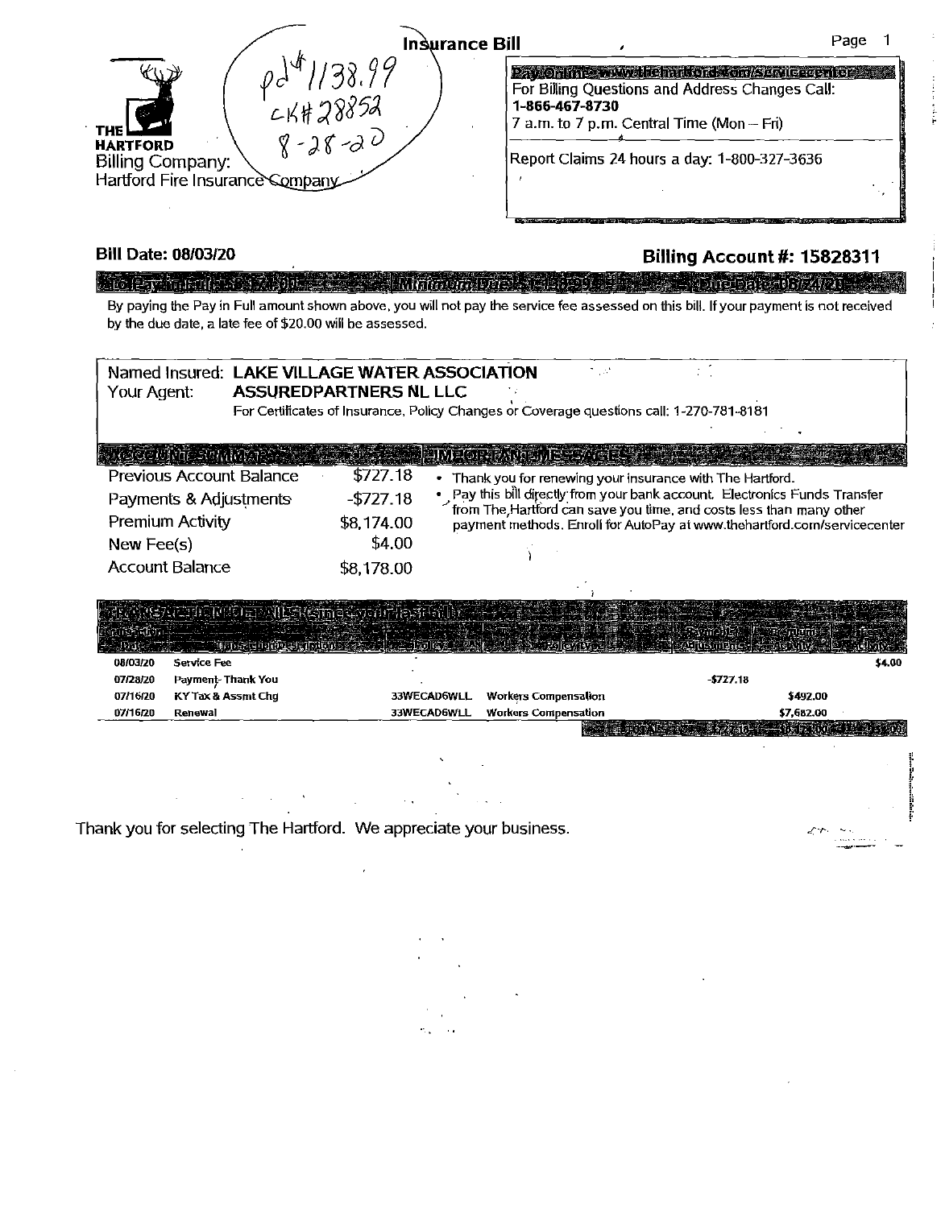**THE HARTFORD**

Billing Company:
Hartford Fire Insurance Company

pd $1138.99
ck#28852
8-28-20

# Insurance Bill

Page 1

**Pay Online: www.thehartford.com/servicecenter**

For Billing Questions and Address Changes Call: **1-866-467-8730**

7 a.m. to 7 p.m. Central Time (Mon – Fri)

Report Claims 24 hours a day: 1-800-327-3636

**Bill Date: 08/03/20**

**Billing Account #: 15828311**

**To Pay in Full: $8,174.00** **Minimum Due: $1,138.99** **Due Date: 08/24/20**

By paying the Pay in Full amount shown above, you will not pay the service fee assessed on this bill. If your payment is not received by the due date, a late fee of $20.00 will be assessed.

Named Insured: **LAKE VILLAGE WATER ASSOCIATION**
Your Agent: **ASSUREDPARTNERS NL LLC**
For Certificates of Insurance, Policy Changes or Coverage questions call: 1-270-781-8181

**ACCOUNT SUMMARY**

| | |
|---|---|
| Previous Account Balance | $727.18 |
| Payments & Adjustments | -$727.18 |
| Premium Activity | $8,174.00 |
| New Fee(s) | $4.00 |
| Account Balance | $8,178.00 |

**IMPORTANT MESSAGES**

- Thank you for renewing your insurance with The Hartford.
- Pay this bill directly from your bank account. Electronics Funds Transfer from The Hartford can save you time, and costs less than many other payment methods. Enroll for AutoPay at www.thehartford.com/servicecenter

**TRANSACTION DETAILS (Since your last bill)**

| Transaction Date | Transaction Description | Policy | Policy Type | Payments & Adjustments | Premium Activity | Fee Activity |
|---|---|---|---|---|---|---|
| 08/03/20 | Service Fee | | | | | $4.00 |
| 07/28/20 | Payment- Thank You | | | -$727.18 | | |
| 07/16/20 | KY Tax & Assmt Chg | 33WECAD6WLL | Workers Compensation | | $492.00 | |
| 07/16/20 | Renewal | 33WECAD6WLL | Workers Compensation | | $7,682.00 | |
| | **TOTALS** | | | **-$727.18** | **$8,174.00** | **$4.00** |

Thank you for selecting The Hartford. We appreciate your business.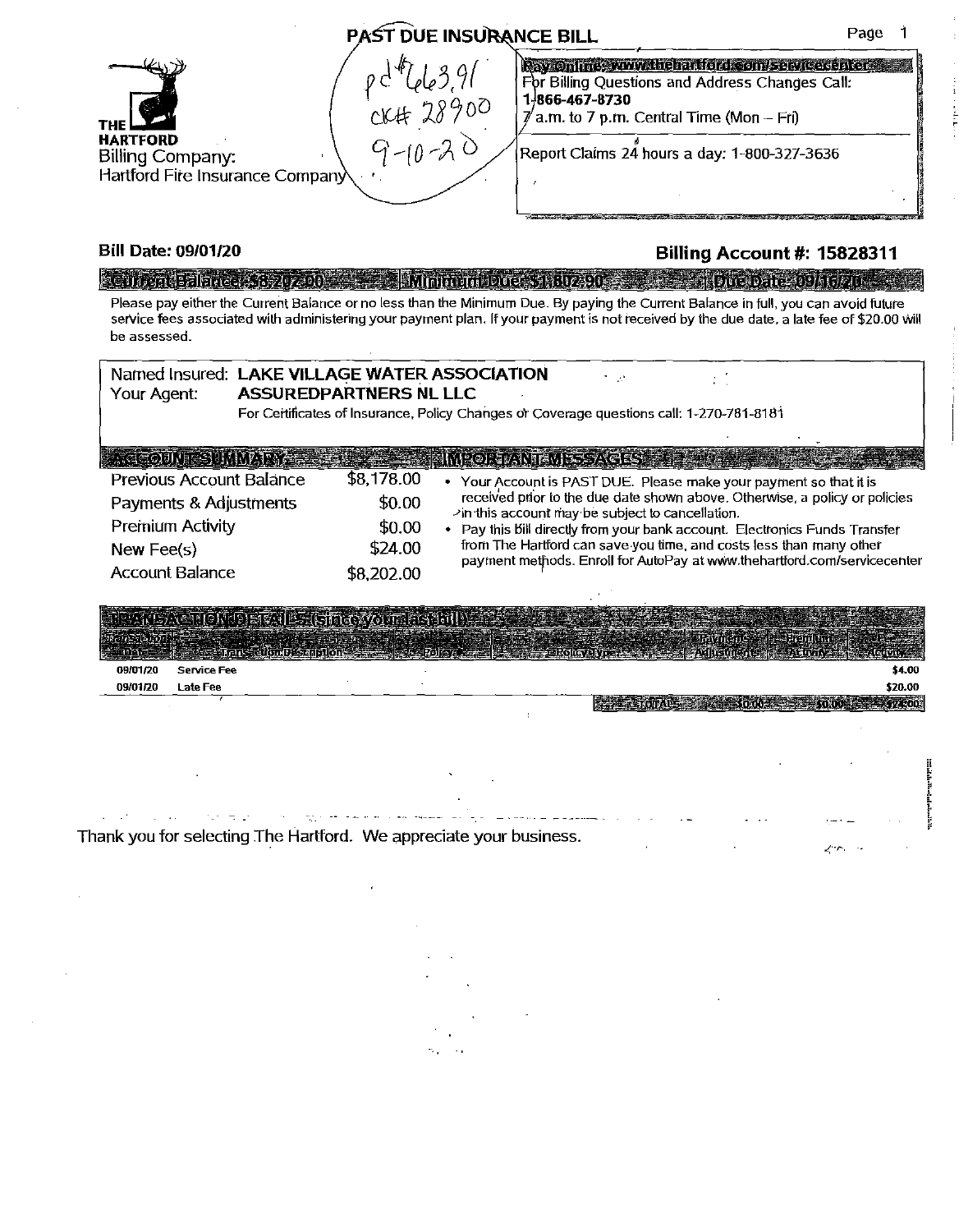# PAST DUE INSURANCE BILL

**THE HARTFORD**

Billing Company:
Hartford Fire Insurance Company

pd #663.91
CK# 28900
9-10-20

Pay Online: www.thehartford.com/servicecenter
For Billing Questions and Address Changes Call:
**1-866-467-8730**
7 a.m. to 7 p.m. Central Time (Mon – Fri)

Report Claims 24 hours a day: 1-800-327-3636

**Bill Date: 09/01/20**

**Billing Account #: 15828311**

**Current Balance: $8,202.00** | **Minimum Due: $1,802.90** | **Due Date: 09/16/20**

Please pay either the Current Balance or no less than the Minimum Due. By paying the Current Balance in full, you can avoid future service fees associated with administering your payment plan. If your payment is not received by the due date, a late fee of $20.00 will be assessed.

Named Insured: **LAKE VILLAGE WATER ASSOCIATION**
Your Agent: **ASSUREDPARTNERS NL LLC**
For Certificates of Insurance, Policy Changes or Coverage questions call: 1-270-781-8181

## ACCOUNT SUMMARY

| | |
|---|---|
| Previous Account Balance | $8,178.00 |
| Payments & Adjustments | $0.00 |
| Premium Activity | $0.00 |
| New Fee(s) | $24.00 |
| Account Balance | $8,202.00 |

## IMPORTANT MESSAGES

- Your Account is PAST DUE. Please make your payment so that it is received prior to the due date shown above. Otherwise, a policy or policies in this account may be subject to cancellation.
- Pay this bill directly from your bank account. Electronics Funds Transfer from The Hartford can save you time, and costs less than many other payment methods. Enroll for AutoPay at www.thehartford.com/servicecenter

## TRANSACTION DETAILS (Since your last bill)

| Transaction Date | Transaction Description | Policy # | Policy Type | Payments & Adjustments | Premium Activity | Fee Activity |
|---|---|---|---|---|---|---|
| 09/01/20 | Service Fee | | | | | $4.00 |
| 09/01/20 | Late Fee | | | | | $20.00 |
| | | | TOTALS | $0.00 | $0.00 | $24.00 |

Thank you for selecting The Hartford. We appreciate your business.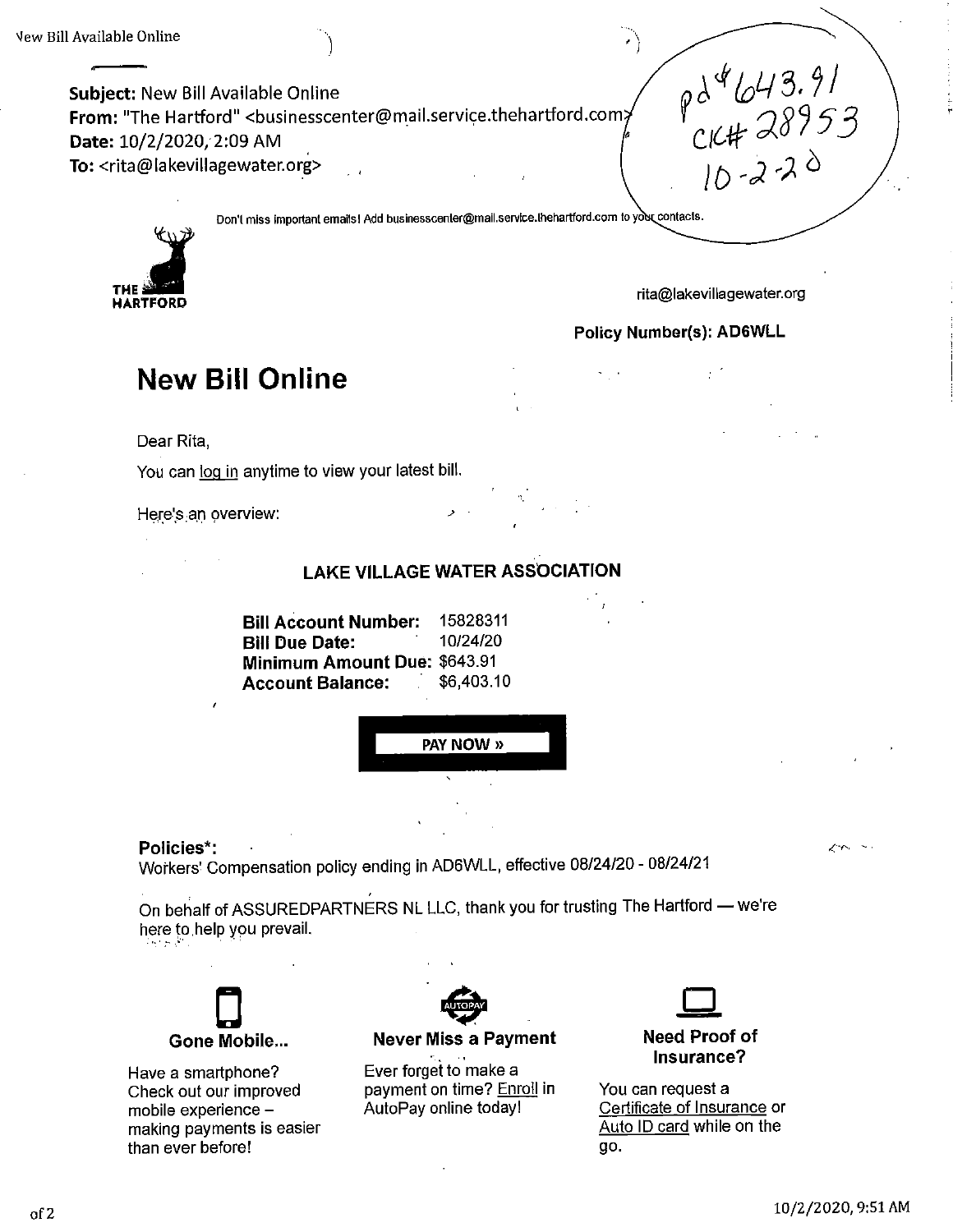**Subject:** New Bill Available Online
**From:** "The Hartford" <businesscenter@mail.service.thehartford.com>
**Date:** 10/2/2020, 2:09 AM
**To:** <rita@lakevillagewater.org>

pd $643.91
CK# 28953
10-2-20

Don't miss important emails! Add businesscenter@mail.service.thehartford.com to your contacts.

THE HARTFORD

rita@lakevillagewater.org

**Policy Number(s): AD6WLL**

# New Bill Online

Dear Rita,

You can log in anytime to view your latest bill.

Here's an overview:

### LAKE VILLAGE WATER ASSOCIATION

| | |
|---|---|
| **Bill Account Number:** | 15828311 |
| **Bill Due Date:** | 10/24/20 |
| **Minimum Amount Due:** | $643.91 |
| **Account Balance:** | $6,403.10 |

**PAY NOW »**

**Policies*:**
Workers' Compensation policy ending in AD6WLL, effective 08/24/20 - 08/24/21

On behalf of ASSUREDPARTNERS NL LLC, thank you for trusting The Hartford — we're here to help you prevail.

**Gone Mobile...**

Have a smartphone? Check out our improved mobile experience – making payments is easier than ever before!

**Never Miss a Payment**

Ever forget to make a payment on time? Enroll in AutoPay online today!

**Need Proof of Insurance?**

You can request a Certificate of Insurance or Auto ID card while on the go.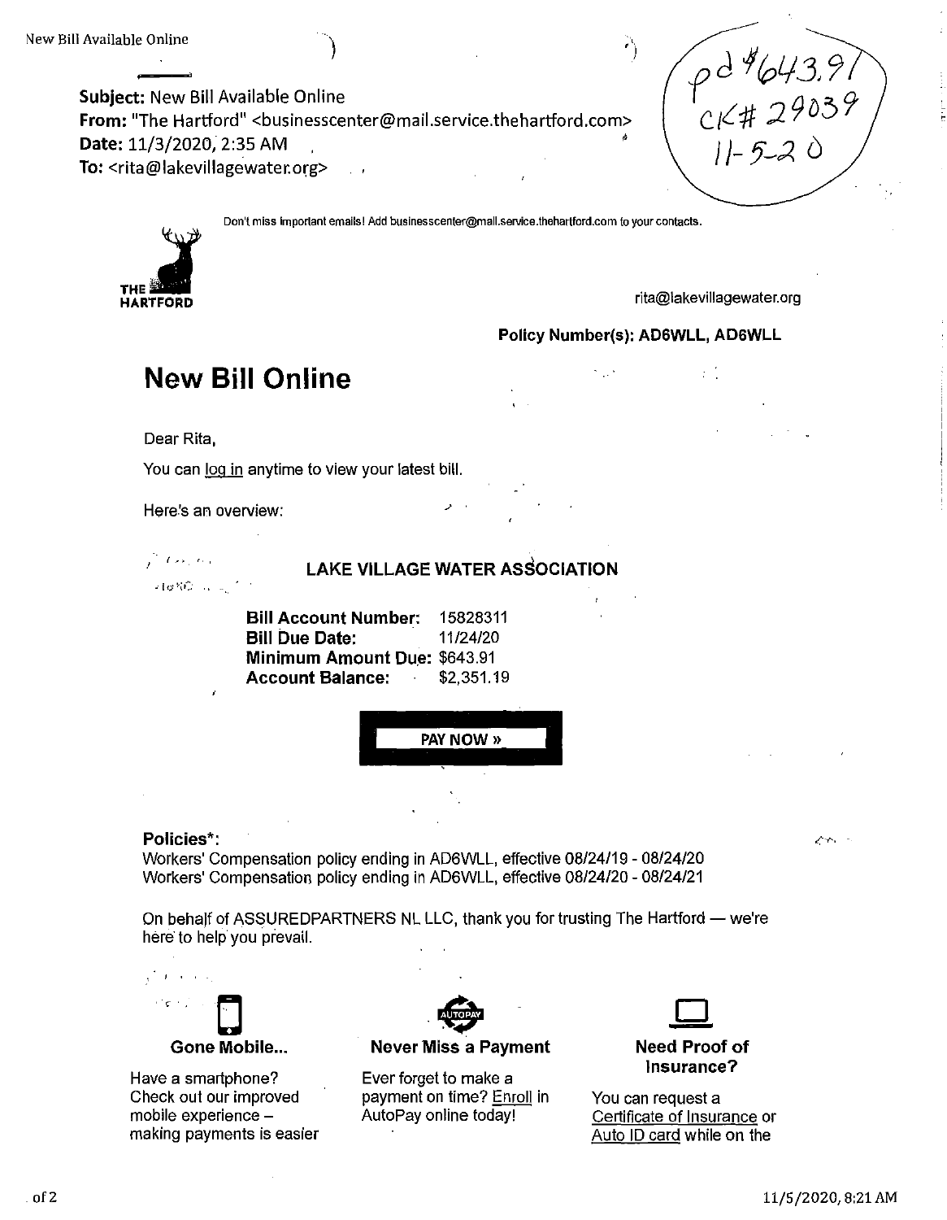**Subject:** New Bill Available Online
**From:** "The Hartford" <businesscenter@mail.service.thehartford.com>
**Date:** 11/3/2020, 2:35 AM
**To:** <rita@lakevillagewater.org>

pd $643.91
CK# 29039
11-5-20

Don't miss important emails! Add businesscenter@mail.service.thehartford.com to your contacts.

THE HARTFORD

rita@lakevillagewater.org

**Policy Number(s): AD6WLL, AD6WLL**

# New Bill Online

Dear Rita,

You can log in anytime to view your latest bill.

Here's an overview:

**LAKE VILLAGE WATER ASSOCIATION**

| | |
|---|---|
| **Bill Account Number:** | 15828311 |
| **Bill Due Date:** | 11/24/20 |
| **Minimum Amount Due:** | $643.91 |
| **Account Balance:** | $2,351.19 |

**PAY NOW »**

**Policies\*:**

Workers' Compensation policy ending in AD6WLL, effective 08/24/19 - 08/24/20
Workers' Compensation policy ending in AD6WLL, effective 08/24/20 - 08/24/21

On behalf of ASSUREDPARTNERS NL LLC, thank you for trusting The Hartford — we're here to help you prevail.

**Gone Mobile...**

Have a smartphone? Check out our improved mobile experience – making payments is easier

**Never Miss a Payment**

Ever forget to make a payment on time? Enroll in AutoPay online today!

**Need Proof of Insurance?**

You can request a Certificate of Insurance or Auto ID card while on the